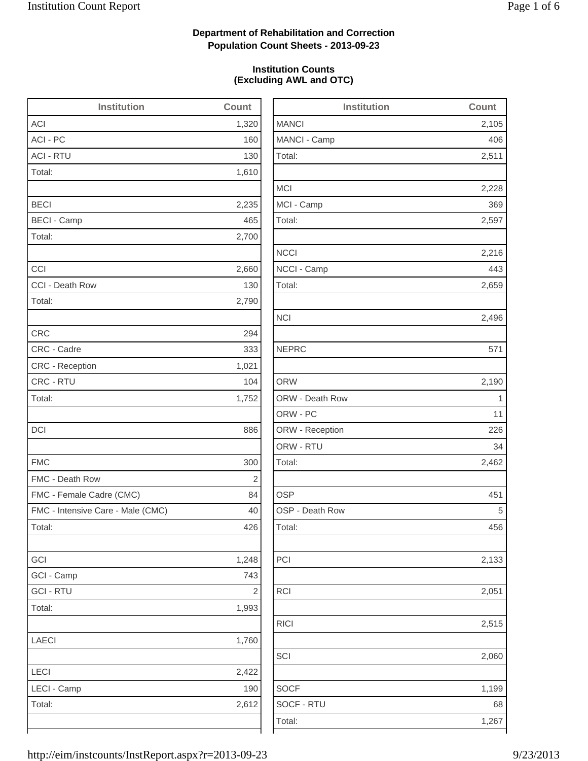**Department of Rehabilitation and Correction**
**Population Count Sheets - 2013-09-23**

**Institution Counts**
**(Excluding AWL and OTC)**

| Institution | Count |
|---|---|
| ACI | 1,320 |
| ACI - PC | 160 |
| ACI - RTU | 130 |
| Total: | 1,610 |
| | |
| BECI | 2,235 |
| BECI - Camp | 465 |
| Total: | 2,700 |
| | |
| CCI | 2,660 |
| CCI - Death Row | 130 |
| Total: | 2,790 |
| | |
| CRC | 294 |
| CRC - Cadre | 333 |
| CRC - Reception | 1,021 |
| CRC - RTU | 104 |
| Total: | 1,752 |
| | |
| DCI | 886 |
| | |
| FMC | 300 |
| FMC - Death Row | 2 |
| FMC - Female Cadre (CMC) | 84 |
| FMC - Intensive Care - Male (CMC) | 40 |
| Total: | 426 |
| | |
| GCI | 1,248 |
| GCI - Camp | 743 |
| GCI - RTU | 2 |
| Total: | 1,993 |
| | |
| LAECI | 1,760 |
| | |
| LECI | 2,422 |
| LECI - Camp | 190 |
| Total: | 2,612 |

| Institution | Count |
|---|---|
| MANCI | 2,105 |
| MANCI - Camp | 406 |
| Total: | 2,511 |
| | |
| MCI | 2,228 |
| MCI - Camp | 369 |
| Total: | 2,597 |
| | |
| NCCI | 2,216 |
| NCCI - Camp | 443 |
| Total: | 2,659 |
| | |
| NCI | 2,496 |
| | |
| NEPRC | 571 |
| | |
| ORW | 2,190 |
| ORW - Death Row | 1 |
| ORW - PC | 11 |
| ORW - Reception | 226 |
| ORW - RTU | 34 |
| Total: | 2,462 |
| | |
| OSP | 451 |
| OSP - Death Row | 5 |
| Total: | 456 |
| | |
| PCI | 2,133 |
| | |
| RCI | 2,051 |
| | |
| RICI | 2,515 |
| | |
| SCI | 2,060 |
| | |
| SOCF | 1,199 |
| SOCF - RTU | 68 |
| Total: | 1,267 |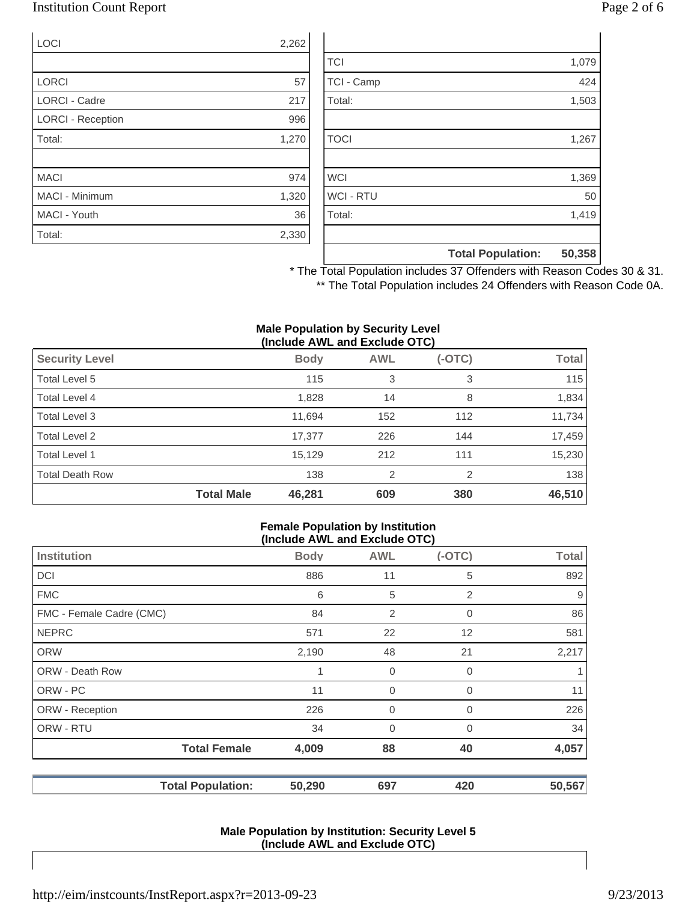| | |
|---|---|
| LOCI | 2,262 |
| | |
| LORCI | 57 |
| LORCI - Cadre | 217 |
| LORCI - Reception | 996 |
| Total: | 1,270 |
| | |
| MACI | 974 |
| MACI - Minimum | 1,320 |
| MACI - Youth | 36 |
| Total: | 2,330 |

| | |
|---|---|
| | |
| TCI | 1,079 |
| TCI - Camp | 424 |
| Total: | 1,503 |
| | |
| TOCI | 1,267 |
| | |
| WCI | 1,369 |
| WCI - RTU | 50 |
| Total: | 1,419 |
| | |
| **Total Population:** | **50,358** |

\* The Total Population includes 37 Offenders with Reason Codes 30 & 31.

\*\* The Total Population includes 24 Offenders with Reason Code 0A.

**Male Population by Security Level (Include AWL and Exclude OTC)**

| Security Level | Body | AWL | (-OTC) | Total |
|---|---|---|---|---|
| Total Level 5 | 115 | 3 | 3 | 115 |
| Total Level 4 | 1,828 | 14 | 8 | 1,834 |
| Total Level 3 | 11,694 | 152 | 112 | 11,734 |
| Total Level 2 | 17,377 | 226 | 144 | 17,459 |
| Total Level 1 | 15,129 | 212 | 111 | 15,230 |
| Total Death Row | 138 | 2 | 2 | 138 |
| **Total Male** | **46,281** | **609** | **380** | **46,510** |

**Female Population by Institution (Include AWL and Exclude OTC)**

| Institution | Body | AWL | (-OTC) | Total |
|---|---|---|---|---|
| DCI | 886 | 11 | 5 | 892 |
| FMC | 6 | 5 | 2 | 9 |
| FMC - Female Cadre (CMC) | 84 | 2 | 0 | 86 |
| NEPRC | 571 | 22 | 12 | 581 |
| ORW | 2,190 | 48 | 21 | 2,217 |
| ORW - Death Row | 1 | 0 | 0 | 1 |
| ORW - PC | 11 | 0 | 0 | 11 |
| ORW - Reception | 226 | 0 | 0 | 226 |
| ORW - RTU | 34 | 0 | 0 | 34 |
| **Total Female** | **4,009** | **88** | **40** | **4,057** |

| | Body | AWL | (-OTC) | Total |
|---|---|---|---|---|
| **Total Population:** | **50,290** | **697** | **420** | **50,567** |

**Male Population by Institution: Security Level 5 (Include AWL and Exclude OTC)**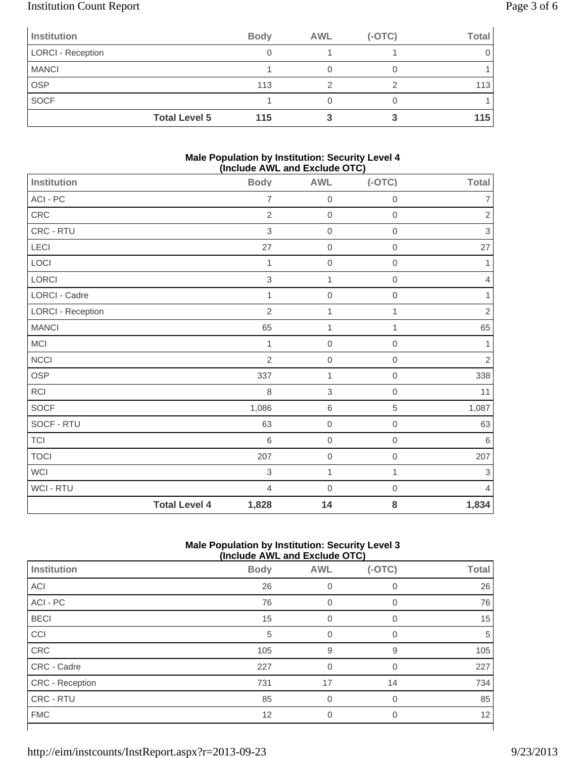| Institution | | Body | AWL | (-OTC) | Total |
|---|---|---|---|---|---|
| LORCI - Reception | | 0 | 1 | 1 | 0 |
| MANCI | | 1 | 0 | 0 | 1 |
| OSP | | 113 | 2 | 2 | 113 |
| SOCF | | 1 | 0 | 0 | 1 |
| | **Total Level 5** | **115** | **3** | **3** | **115** |

**Male Population by Institution: Security Level 4 (Include AWL and Exclude OTC)**

| Institution | | Body | AWL | (-OTC) | Total |
|---|---|---|---|---|---|
| ACI - PC | | 7 | 0 | 0 | 7 |
| CRC | | 2 | 0 | 0 | 2 |
| CRC - RTU | | 3 | 0 | 0 | 3 |
| LECI | | 27 | 0 | 0 | 27 |
| LOCI | | 1 | 0 | 0 | 1 |
| LORCI | | 3 | 1 | 0 | 4 |
| LORCI - Cadre | | 1 | 0 | 0 | 1 |
| LORCI - Reception | | 2 | 1 | 1 | 2 |
| MANCI | | 65 | 1 | 1 | 65 |
| MCI | | 1 | 0 | 0 | 1 |
| NCCI | | 2 | 0 | 0 | 2 |
| OSP | | 337 | 1 | 0 | 338 |
| RCI | | 8 | 3 | 0 | 11 |
| SOCF | | 1,086 | 6 | 5 | 1,087 |
| SOCF - RTU | | 63 | 0 | 0 | 63 |
| TCI | | 6 | 0 | 0 | 6 |
| TOCI | | 207 | 0 | 0 | 207 |
| WCI | | 3 | 1 | 1 | 3 |
| WCI - RTU | | 4 | 0 | 0 | 4 |
| | **Total Level 4** | **1,828** | **14** | **8** | **1,834** |

**Male Population by Institution: Security Level 3 (Include AWL and Exclude OTC)**

| Institution | Body | AWL | (-OTC) | Total |
|---|---|---|---|---|
| ACI | 26 | 0 | 0 | 26 |
| ACI - PC | 76 | 0 | 0 | 76 |
| BECI | 15 | 0 | 0 | 15 |
| CCI | 5 | 0 | 0 | 5 |
| CRC | 105 | 9 | 9 | 105 |
| CRC - Cadre | 227 | 0 | 0 | 227 |
| CRC - Reception | 731 | 17 | 14 | 734 |
| CRC - RTU | 85 | 0 | 0 | 85 |
| FMC | 12 | 0 | 0 | 12 |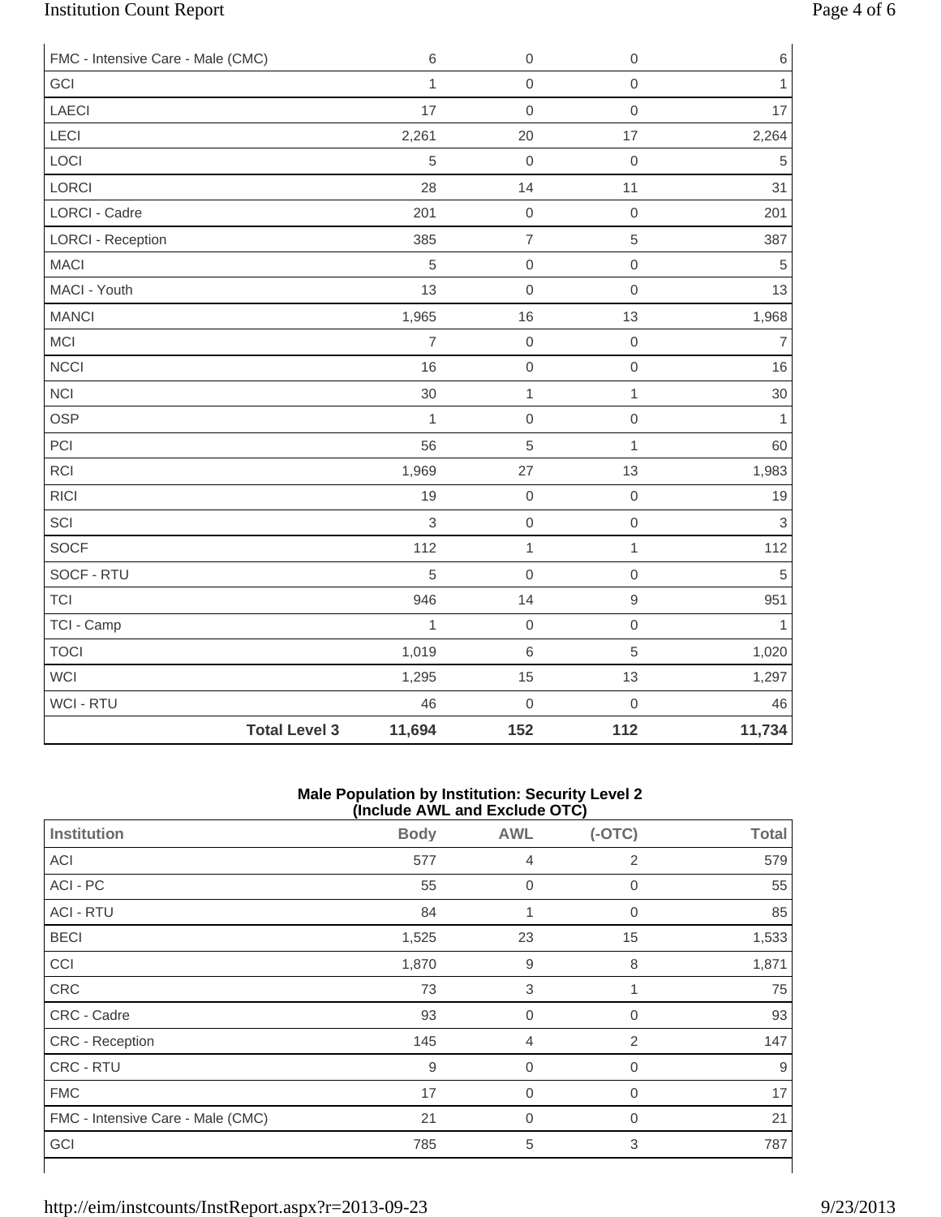| | | | |
|---|---|---|---|
| FMC - Intensive Care - Male (CMC) | 6 | 0 | 0 | 6 |
| GCI | 1 | 0 | 0 | 1 |
| LAECI | 17 | 0 | 0 | 17 |
| LECI | 2,261 | 20 | 17 | 2,264 |
| LOCI | 5 | 0 | 0 | 5 |
| LORCI | 28 | 14 | 11 | 31 |
| LORCI - Cadre | 201 | 0 | 0 | 201 |
| LORCI - Reception | 385 | 7 | 5 | 387 |
| MACI | 5 | 0 | 0 | 5 |
| MACI - Youth | 13 | 0 | 0 | 13 |
| MANCI | 1,965 | 16 | 13 | 1,968 |
| MCI | 7 | 0 | 0 | 7 |
| NCCI | 16 | 0 | 0 | 16 |
| NCI | 30 | 1 | 1 | 30 |
| OSP | 1 | 0 | 0 | 1 |
| PCI | 56 | 5 | 1 | 60 |
| RCI | 1,969 | 27 | 13 | 1,983 |
| RICI | 19 | 0 | 0 | 19 |
| SCI | 3 | 0 | 0 | 3 |
| SOCF | 112 | 1 | 1 | 112 |
| SOCF - RTU | 5 | 0 | 0 | 5 |
| TCI | 946 | 14 | 9 | 951 |
| TCI - Camp | 1 | 0 | 0 | 1 |
| TOCI | 1,019 | 6 | 5 | 1,020 |
| WCI | 1,295 | 15 | 13 | 1,297 |
| WCI - RTU | 46 | 0 | 0 | 46 |
| **Total Level 3** | **11,694** | **152** | **112** | **11,734** |

**Male Population by Institution: Security Level 2 (Include AWL and Exclude OTC)**

| Institution | Body | AWL | (-OTC) | Total |
|---|---|---|---|---|
| ACI | 577 | 4 | 2 | 579 |
| ACI - PC | 55 | 0 | 0 | 55 |
| ACI - RTU | 84 | 1 | 0 | 85 |
| BECI | 1,525 | 23 | 15 | 1,533 |
| CCI | 1,870 | 9 | 8 | 1,871 |
| CRC | 73 | 3 | 1 | 75 |
| CRC - Cadre | 93 | 0 | 0 | 93 |
| CRC - Reception | 145 | 4 | 2 | 147 |
| CRC - RTU | 9 | 0 | 0 | 9 |
| FMC | 17 | 0 | 0 | 17 |
| FMC - Intensive Care - Male (CMC) | 21 | 0 | 0 | 21 |
| GCI | 785 | 5 | 3 | 787 |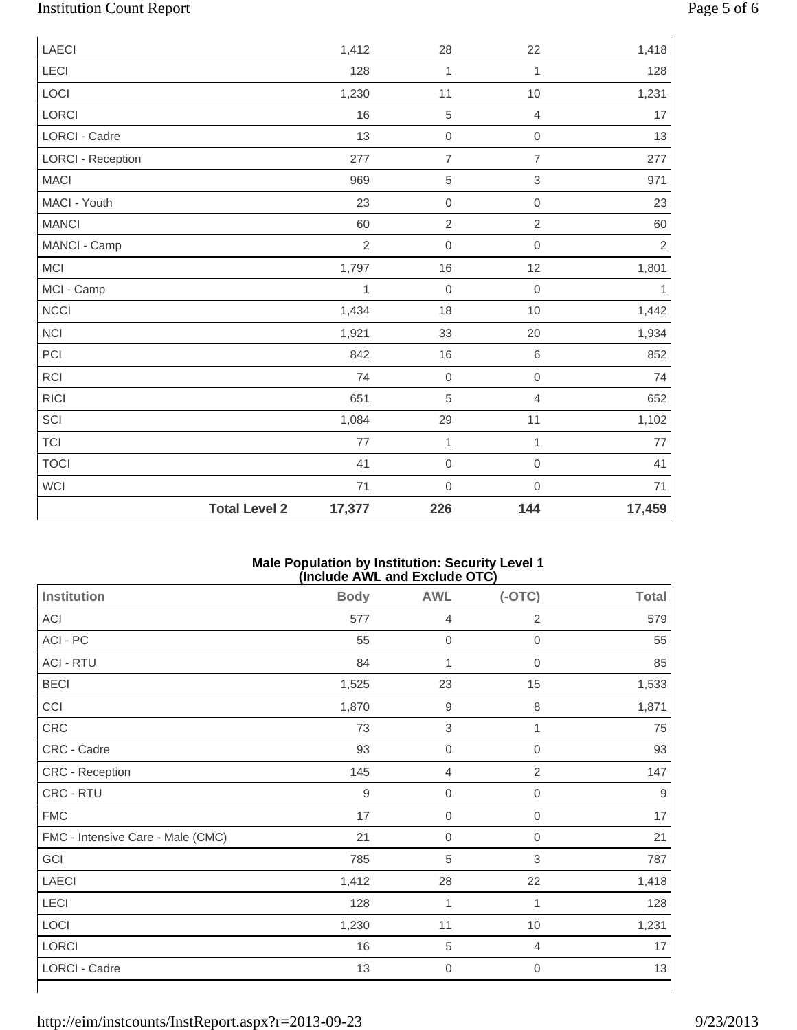| | | | | |
|---|---|---|---|---|
| LAECI | 1,412 | 28 | 22 | 1,418 |
| LECI | 128 | 1 | 1 | 128 |
| LOCI | 1,230 | 11 | 10 | 1,231 |
| LORCI | 16 | 5 | 4 | 17 |
| LORCI - Cadre | 13 | 0 | 0 | 13 |
| LORCI - Reception | 277 | 7 | 7 | 277 |
| MACI | 969 | 5 | 3 | 971 |
| MACI - Youth | 23 | 0 | 0 | 23 |
| MANCI | 60 | 2 | 2 | 60 |
| MANCI - Camp | 2 | 0 | 0 | 2 |
| MCI | 1,797 | 16 | 12 | 1,801 |
| MCI - Camp | 1 | 0 | 0 | 1 |
| NCCI | 1,434 | 18 | 10 | 1,442 |
| NCI | 1,921 | 33 | 20 | 1,934 |
| PCI | 842 | 16 | 6 | 852 |
| RCI | 74 | 0 | 0 | 74 |
| RICI | 651 | 5 | 4 | 652 |
| SCI | 1,084 | 29 | 11 | 1,102 |
| TCI | 77 | 1 | 1 | 77 |
| TOCI | 41 | 0 | 0 | 41 |
| WCI | 71 | 0 | 0 | 71 |
| **Total Level 2** | **17,377** | **226** | **144** | **17,459** |

**Male Population by Institution: Security Level 1**
**(Include AWL and Exclude OTC)**

| Institution | Body | AWL | (-OTC) | Total |
|---|---|---|---|---|
| ACI | 577 | 4 | 2 | 579 |
| ACI - PC | 55 | 0 | 0 | 55 |
| ACI - RTU | 84 | 1 | 0 | 85 |
| BECI | 1,525 | 23 | 15 | 1,533 |
| CCI | 1,870 | 9 | 8 | 1,871 |
| CRC | 73 | 3 | 1 | 75 |
| CRC - Cadre | 93 | 0 | 0 | 93 |
| CRC - Reception | 145 | 4 | 2 | 147 |
| CRC - RTU | 9 | 0 | 0 | 9 |
| FMC | 17 | 0 | 0 | 17 |
| FMC - Intensive Care - Male (CMC) | 21 | 0 | 0 | 21 |
| GCI | 785 | 5 | 3 | 787 |
| LAECI | 1,412 | 28 | 22 | 1,418 |
| LECI | 128 | 1 | 1 | 128 |
| LOCI | 1,230 | 11 | 10 | 1,231 |
| LORCI | 16 | 5 | 4 | 17 |
| LORCI - Cadre | 13 | 0 | 0 | 13 |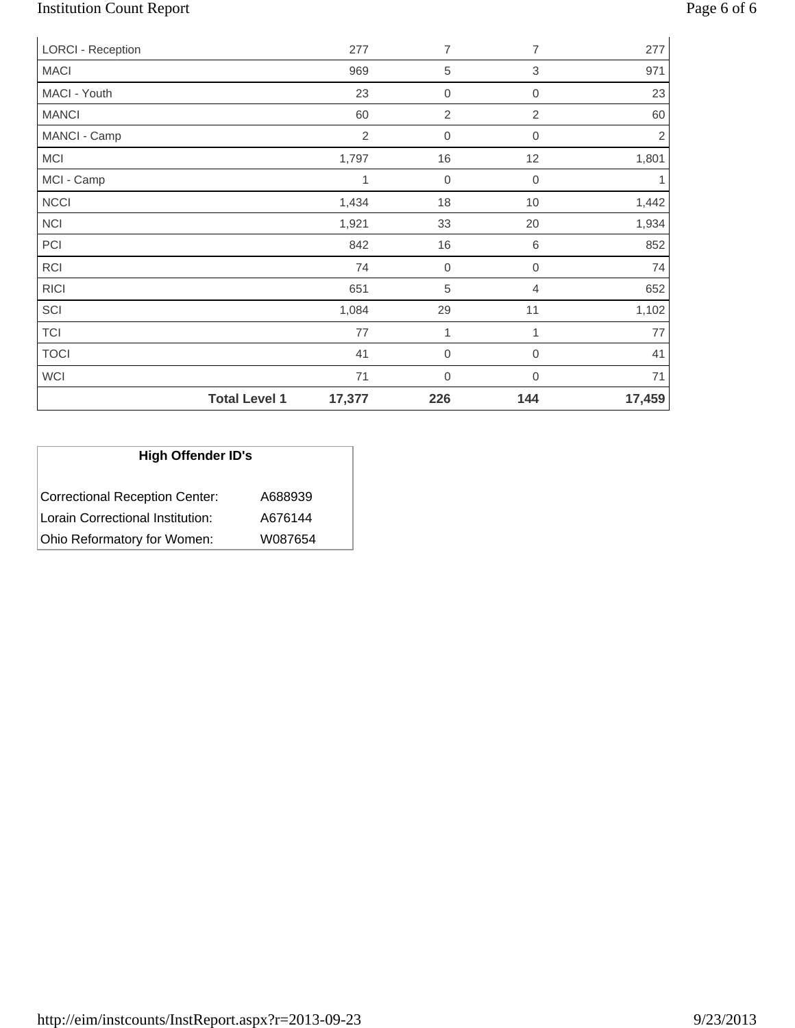| | | | | |
|---|---|---|---|---|
| LORCI - Reception | 277 | 7 | 7 | 277 |
| MACI | 969 | 5 | 3 | 971 |
| MACI - Youth | 23 | 0 | 0 | 23 |
| MANCI | 60 | 2 | 2 | 60 |
| MANCI - Camp | 2 | 0 | 0 | 2 |
| MCI | 1,797 | 16 | 12 | 1,801 |
| MCI - Camp | 1 | 0 | 0 | 1 |
| NCCI | 1,434 | 18 | 10 | 1,442 |
| NCI | 1,921 | 33 | 20 | 1,934 |
| PCI | 842 | 16 | 6 | 852 |
| RCI | 74 | 0 | 0 | 74 |
| RICI | 651 | 5 | 4 | 652 |
| SCI | 1,084 | 29 | 11 | 1,102 |
| TCI | 77 | 1 | 1 | 77 |
| TOCI | 41 | 0 | 0 | 41 |
| WCI | 71 | 0 | 0 | 71 |
| **Total Level 1** | **17,377** | **226** | **144** | **17,459** |

| High Offender ID's | |
|---|---|
| Correctional Reception Center: | A688939 |
| Lorain Correctional Institution: | A676144 |
| Ohio Reformatory for Women: | W087654 |